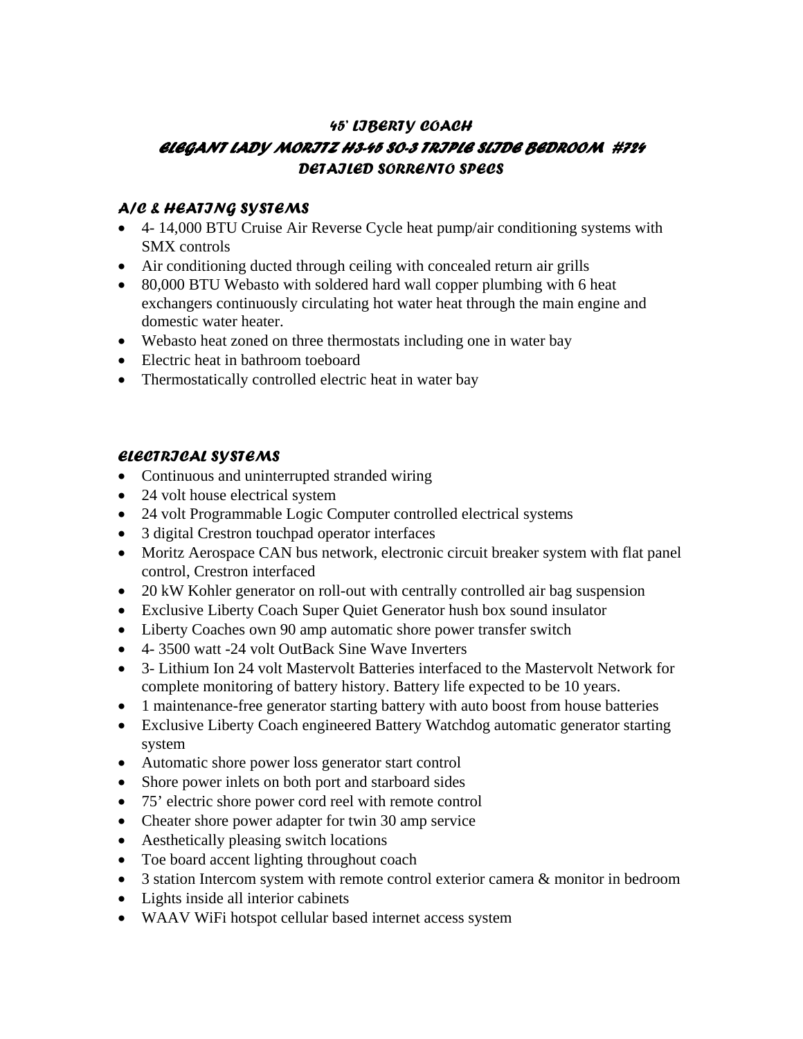# *45' LIBERTY COACH*
# *ELEGANT LADY MORITZ H3-45 SO-3 TRIPLE SLIDE BEDROOM #724*
## *DETAILED SORRENTO SPECS*

### *A/C & HEATING SYSTEMS*

- 4- 14,000 BTU Cruise Air Reverse Cycle heat pump/air conditioning systems with SMX controls
- Air conditioning ducted through ceiling with concealed return air grills
- 80,000 BTU Webasto with soldered hard wall copper plumbing with 6 heat exchangers continuously circulating hot water heat through the main engine and domestic water heater.
- Webasto heat zoned on three thermostats including one in water bay
- Electric heat in bathroom toeboard
- Thermostatically controlled electric heat in water bay

### *ELECTRICAL SYSTEMS*

- Continuous and uninterrupted stranded wiring
- 24 volt house electrical system
- 24 volt Programmable Logic Computer controlled electrical systems
- 3 digital Crestron touchpad operator interfaces
- Moritz Aerospace CAN bus network, electronic circuit breaker system with flat panel control, Crestron interfaced
- 20 kW Kohler generator on roll-out with centrally controlled air bag suspension
- Exclusive Liberty Coach Super Quiet Generator hush box sound insulator
- Liberty Coaches own 90 amp automatic shore power transfer switch
- 4- 3500 watt -24 volt OutBack Sine Wave Inverters
- 3- Lithium Ion 24 volt Mastervolt Batteries interfaced to the Mastervolt Network for complete monitoring of battery history. Battery life expected to be 10 years.
- 1 maintenance-free generator starting battery with auto boost from house batteries
- Exclusive Liberty Coach engineered Battery Watchdog automatic generator starting system
- Automatic shore power loss generator start control
- Shore power inlets on both port and starboard sides
- 75' electric shore power cord reel with remote control
- Cheater shore power adapter for twin 30 amp service
- Aesthetically pleasing switch locations
- Toe board accent lighting throughout coach
- 3 station Intercom system with remote control exterior camera & monitor in bedroom
- Lights inside all interior cabinets
- WAAV WiFi hotspot cellular based internet access system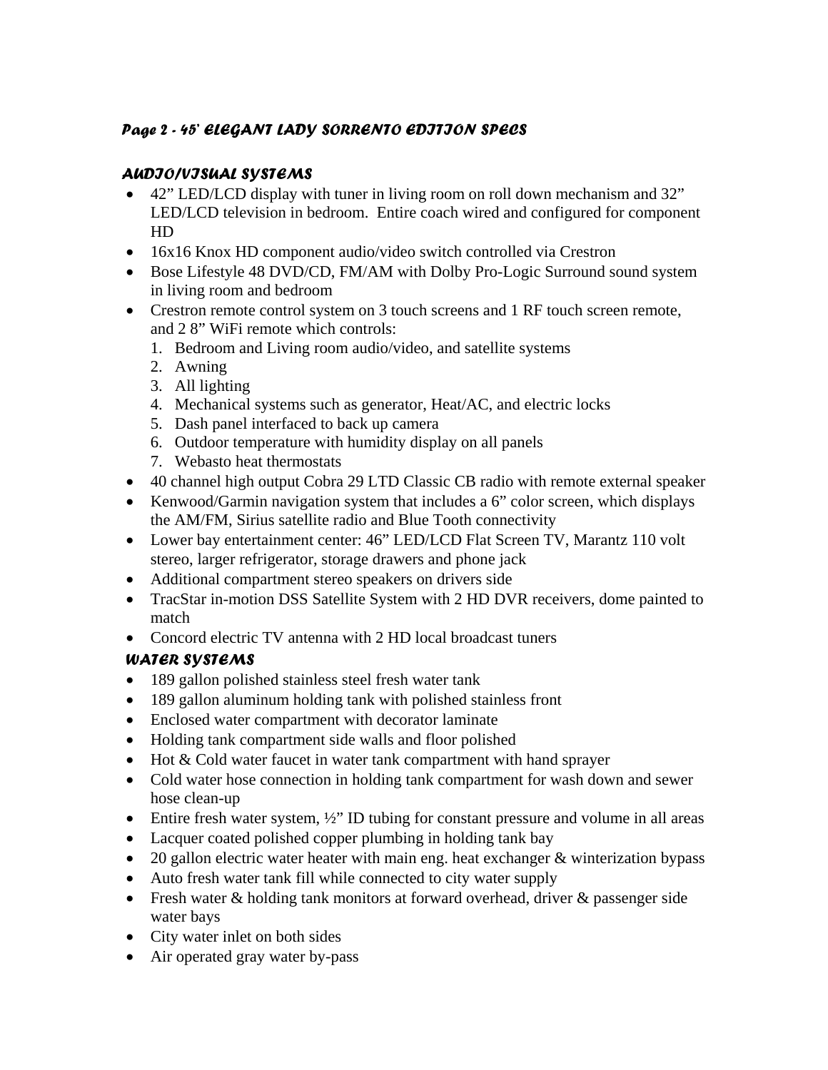*Page 2 - 45' ELEGANT LADY SORRENTO EDITION SPECS*

## AUDIO/VISUAL SYSTEMS

- 42" LED/LCD display with tuner in living room on roll down mechanism and 32" LED/LCD television in bedroom. Entire coach wired and configured for component HD
- 16x16 Knox HD component audio/video switch controlled via Crestron
- Bose Lifestyle 48 DVD/CD, FM/AM with Dolby Pro-Logic Surround sound system in living room and bedroom
- Crestron remote control system on 3 touch screens and 1 RF touch screen remote, and 2 8" WiFi remote which controls:
  1. Bedroom and Living room audio/video, and satellite systems
  2. Awning
  3. All lighting
  4. Mechanical systems such as generator, Heat/AC, and electric locks
  5. Dash panel interfaced to back up camera
  6. Outdoor temperature with humidity display on all panels
  7. Webasto heat thermostats
- 40 channel high output Cobra 29 LTD Classic CB radio with remote external speaker
- Kenwood/Garmin navigation system that includes a 6" color screen, which displays the AM/FM, Sirius satellite radio and Blue Tooth connectivity
- Lower bay entertainment center: 46" LED/LCD Flat Screen TV, Marantz 110 volt stereo, larger refrigerator, storage drawers and phone jack
- Additional compartment stereo speakers on drivers side
- TracStar in-motion DSS Satellite System with 2 HD DVR receivers, dome painted to match
- Concord electric TV antenna with 2 HD local broadcast tuners

## WATER SYSTEMS

- 189 gallon polished stainless steel fresh water tank
- 189 gallon aluminum holding tank with polished stainless front
- Enclosed water compartment with decorator laminate
- Holding tank compartment side walls and floor polished
- Hot & Cold water faucet in water tank compartment with hand sprayer
- Cold water hose connection in holding tank compartment for wash down and sewer hose clean-up
- Entire fresh water system, ½" ID tubing for constant pressure and volume in all areas
- Lacquer coated polished copper plumbing in holding tank bay
- 20 gallon electric water heater with main eng. heat exchanger & winterization bypass
- Auto fresh water tank fill while connected to city water supply
- Fresh water & holding tank monitors at forward overhead, driver & passenger side water bays
- City water inlet on both sides
- Air operated gray water by-pass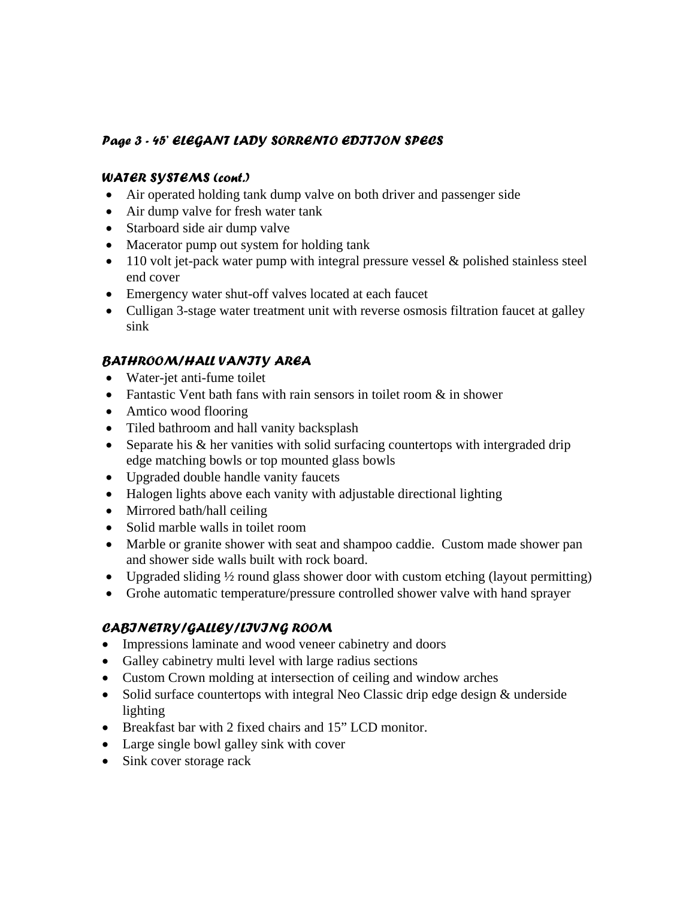## Page 3 - 45' ELEGANT LADY SORRENTO EDITION SPECS

### WATER SYSTEMS (cont.)

- Air operated holding tank dump valve on both driver and passenger side
- Air dump valve for fresh water tank
- Starboard side air dump valve
- Macerator pump out system for holding tank
- 110 volt jet-pack water pump with integral pressure vessel & polished stainless steel end cover
- Emergency water shut-off valves located at each faucet
- Culligan 3-stage water treatment unit with reverse osmosis filtration faucet at galley sink

### BATHROOM/HALL VANITY AREA

- Water-jet anti-fume toilet
- Fantastic Vent bath fans with rain sensors in toilet room & in shower
- Amtico wood flooring
- Tiled bathroom and hall vanity backsplash
- Separate his & her vanities with solid surfacing countertops with intergraded drip edge matching bowls or top mounted glass bowls
- Upgraded double handle vanity faucets
- Halogen lights above each vanity with adjustable directional lighting
- Mirrored bath/hall ceiling
- Solid marble walls in toilet room
- Marble or granite shower with seat and shampoo caddie. Custom made shower pan and shower side walls built with rock board.
- Upgraded sliding ½ round glass shower door with custom etching (layout permitting)
- Grohe automatic temperature/pressure controlled shower valve with hand sprayer

### CABINETRY/GALLEY/LIVING ROOM

- Impressions laminate and wood veneer cabinetry and doors
- Galley cabinetry multi level with large radius sections
- Custom Crown molding at intersection of ceiling and window arches
- Solid surface countertops with integral Neo Classic drip edge design & underside lighting
- Breakfast bar with 2 fixed chairs and 15" LCD monitor.
- Large single bowl galley sink with cover
- Sink cover storage rack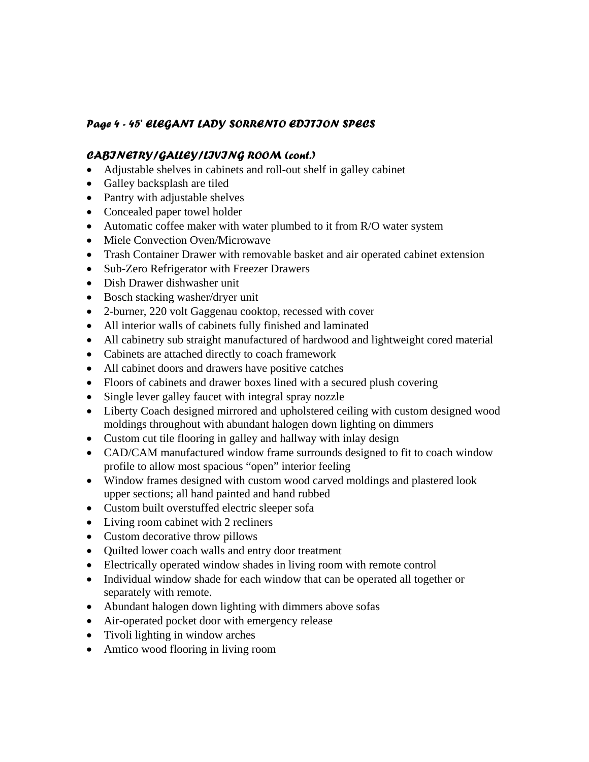## *Page 4 - 45' ELEGANT LADY SORRENTO EDITION SPECS*

### *CABINETRY/GALLEY/LIVING ROOM (cont.)*

- Adjustable shelves in cabinets and roll-out shelf in galley cabinet
- Galley backsplash are tiled
- Pantry with adjustable shelves
- Concealed paper towel holder
- Automatic coffee maker with water plumbed to it from R/O water system
- Miele Convection Oven/Microwave
- Trash Container Drawer with removable basket and air operated cabinet extension
- Sub-Zero Refrigerator with Freezer Drawers
- Dish Drawer dishwasher unit
- Bosch stacking washer/dryer unit
- 2-burner, 220 volt Gaggenau cooktop, recessed with cover
- All interior walls of cabinets fully finished and laminated
- All cabinetry sub straight manufactured of hardwood and lightweight cored material
- Cabinets are attached directly to coach framework
- All cabinet doors and drawers have positive catches
- Floors of cabinets and drawer boxes lined with a secured plush covering
- Single lever galley faucet with integral spray nozzle
- Liberty Coach designed mirrored and upholstered ceiling with custom designed wood moldings throughout with abundant halogen down lighting on dimmers
- Custom cut tile flooring in galley and hallway with inlay design
- CAD/CAM manufactured window frame surrounds designed to fit to coach window profile to allow most spacious "open" interior feeling
- Window frames designed with custom wood carved moldings and plastered look upper sections; all hand painted and hand rubbed
- Custom built overstuffed electric sleeper sofa
- Living room cabinet with 2 recliners
- Custom decorative throw pillows
- Quilted lower coach walls and entry door treatment
- Electrically operated window shades in living room with remote control
- Individual window shade for each window that can be operated all together or separately with remote.
- Abundant halogen down lighting with dimmers above sofas
- Air-operated pocket door with emergency release
- Tivoli lighting in window arches
- Amtico wood flooring in living room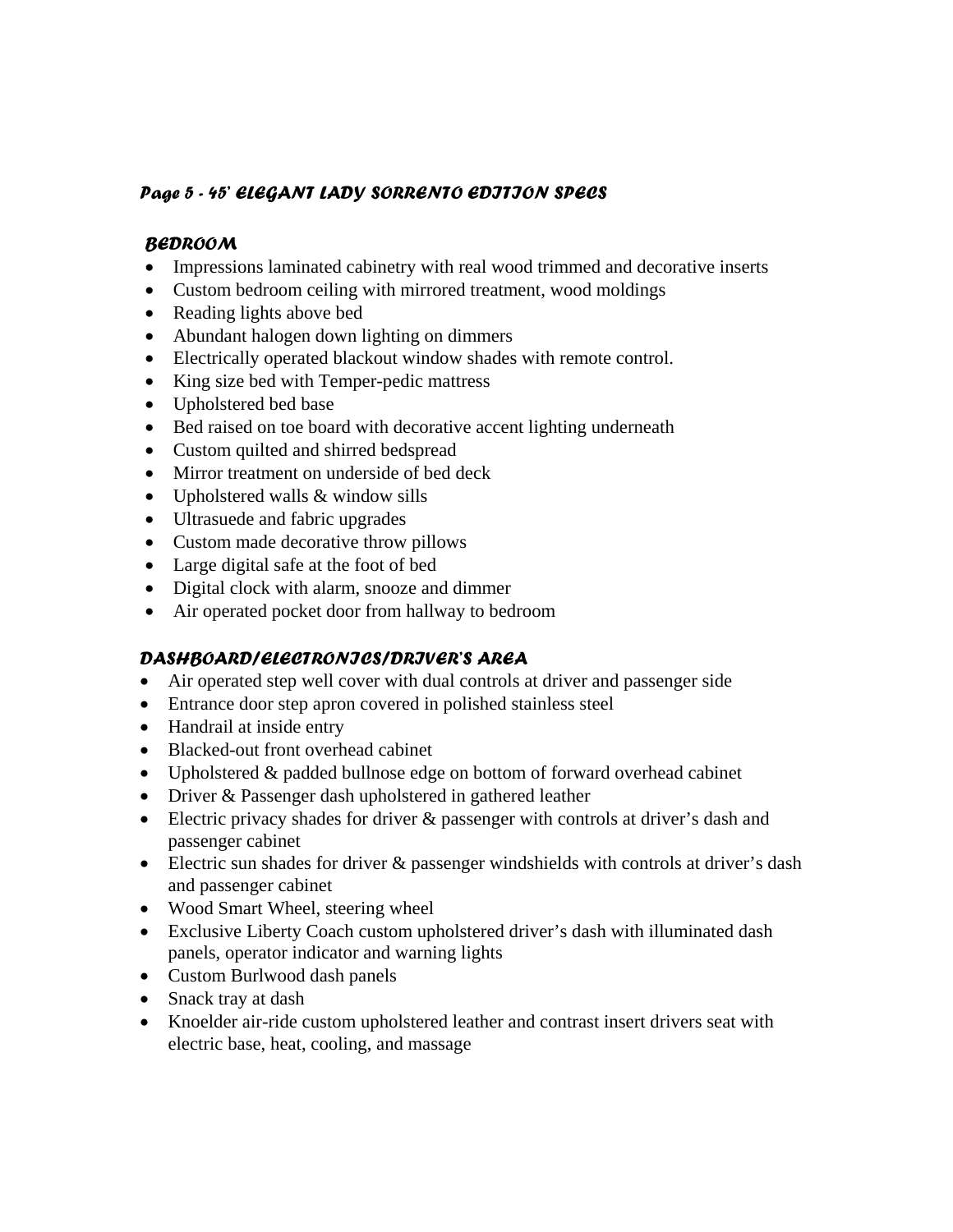## *Page 5 - 45' ELEGANT LADY SORRENTO EDITION SPECS*

### *BEDROOM*

- Impressions laminated cabinetry with real wood trimmed and decorative inserts
- Custom bedroom ceiling with mirrored treatment, wood moldings
- Reading lights above bed
- Abundant halogen down lighting on dimmers
- Electrically operated blackout window shades with remote control.
- King size bed with Temper-pedic mattress
- Upholstered bed base
- Bed raised on toe board with decorative accent lighting underneath
- Custom quilted and shirred bedspread
- Mirror treatment on underside of bed deck
- Upholstered walls & window sills
- Ultrasuede and fabric upgrades
- Custom made decorative throw pillows
- Large digital safe at the foot of bed
- Digital clock with alarm, snooze and dimmer
- Air operated pocket door from hallway to bedroom

### *DASHBOARD/ELECTRONICS/DRIVER'S AREA*

- Air operated step well cover with dual controls at driver and passenger side
- Entrance door step apron covered in polished stainless steel
- Handrail at inside entry
- Blacked-out front overhead cabinet
- Upholstered & padded bullnose edge on bottom of forward overhead cabinet
- Driver & Passenger dash upholstered in gathered leather
- Electric privacy shades for driver & passenger with controls at driver's dash and passenger cabinet
- Electric sun shades for driver & passenger windshields with controls at driver's dash and passenger cabinet
- Wood Smart Wheel, steering wheel
- Exclusive Liberty Coach custom upholstered driver's dash with illuminated dash panels, operator indicator and warning lights
- Custom Burlwood dash panels
- Snack tray at dash
- Knoelder air-ride custom upholstered leather and contrast insert drivers seat with electric base, heat, cooling, and massage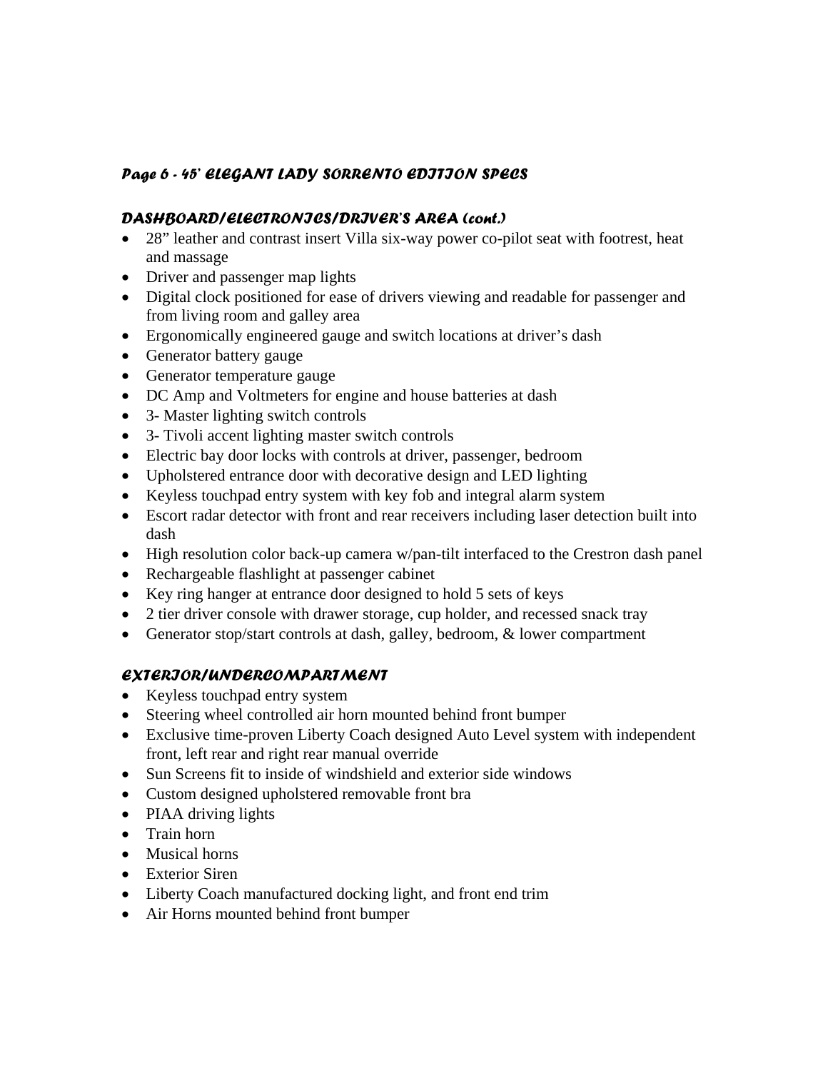***Page 6 - 45' ELEGANT LADY SORRENTO EDITION SPECS***

### ***DASHBOARD/ELECTRONICS/DRIVER'S AREA (cont.)***

- 28" leather and contrast insert Villa six-way power co-pilot seat with footrest, heat and massage
- Driver and passenger map lights
- Digital clock positioned for ease of drivers viewing and readable for passenger and from living room and galley area
- Ergonomically engineered gauge and switch locations at driver's dash
- Generator battery gauge
- Generator temperature gauge
- DC Amp and Voltmeters for engine and house batteries at dash
- 3- Master lighting switch controls
- 3- Tivoli accent lighting master switch controls
- Electric bay door locks with controls at driver, passenger, bedroom
- Upholstered entrance door with decorative design and LED lighting
- Keyless touchpad entry system with key fob and integral alarm system
- Escort radar detector with front and rear receivers including laser detection built into dash
- High resolution color back-up camera w/pan-tilt interfaced to the Crestron dash panel
- Rechargeable flashlight at passenger cabinet
- Key ring hanger at entrance door designed to hold 5 sets of keys
- 2 tier driver console with drawer storage, cup holder, and recessed snack tray
- Generator stop/start controls at dash, galley, bedroom, & lower compartment

### ***EXTERIOR/UNDERCOMPARTMENT***

- Keyless touchpad entry system
- Steering wheel controlled air horn mounted behind front bumper
- Exclusive time-proven Liberty Coach designed Auto Level system with independent front, left rear and right rear manual override
- Sun Screens fit to inside of windshield and exterior side windows
- Custom designed upholstered removable front bra
- PIAA driving lights
- Train horn
- Musical horns
- Exterior Siren
- Liberty Coach manufactured docking light, and front end trim
- Air Horns mounted behind front bumper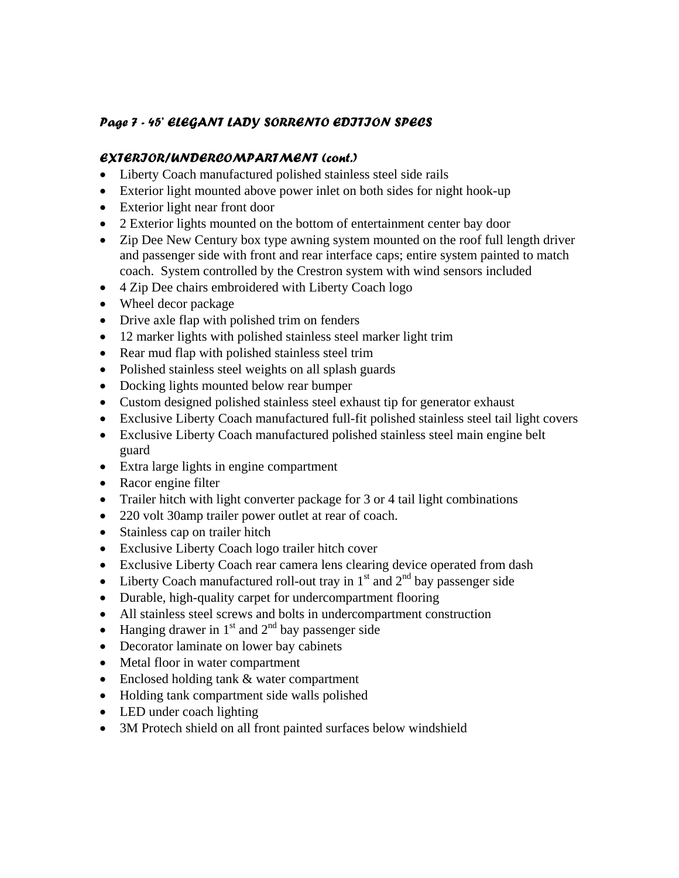### *Page 7 - 45' ELEGANT LADY SORRENTO EDITION SPECS*

#### *EXTERIOR/UNDERCOMPARTMENT (cont.)*

- Liberty Coach manufactured polished stainless steel side rails
- Exterior light mounted above power inlet on both sides for night hook-up
- Exterior light near front door
- 2 Exterior lights mounted on the bottom of entertainment center bay door
- Zip Dee New Century box type awning system mounted on the roof full length driver and passenger side with front and rear interface caps; entire system painted to match coach. System controlled by the Crestron system with wind sensors included
- 4 Zip Dee chairs embroidered with Liberty Coach logo
- Wheel decor package
- Drive axle flap with polished trim on fenders
- 12 marker lights with polished stainless steel marker light trim
- Rear mud flap with polished stainless steel trim
- Polished stainless steel weights on all splash guards
- Docking lights mounted below rear bumper
- Custom designed polished stainless steel exhaust tip for generator exhaust
- Exclusive Liberty Coach manufactured full-fit polished stainless steel tail light covers
- Exclusive Liberty Coach manufactured polished stainless steel main engine belt guard
- Extra large lights in engine compartment
- Racor engine filter
- Trailer hitch with light converter package for 3 or 4 tail light combinations
- 220 volt 30amp trailer power outlet at rear of coach.
- Stainless cap on trailer hitch
- Exclusive Liberty Coach logo trailer hitch cover
- Exclusive Liberty Coach rear camera lens clearing device operated from dash
- Liberty Coach manufactured roll-out tray in 1st and 2nd bay passenger side
- Durable, high-quality carpet for undercompartment flooring
- All stainless steel screws and bolts in undercompartment construction
- Hanging drawer in 1st and 2nd bay passenger side
- Decorator laminate on lower bay cabinets
- Metal floor in water compartment
- Enclosed holding tank & water compartment
- Holding tank compartment side walls polished
- LED under coach lighting
- 3M Protech shield on all front painted surfaces below windshield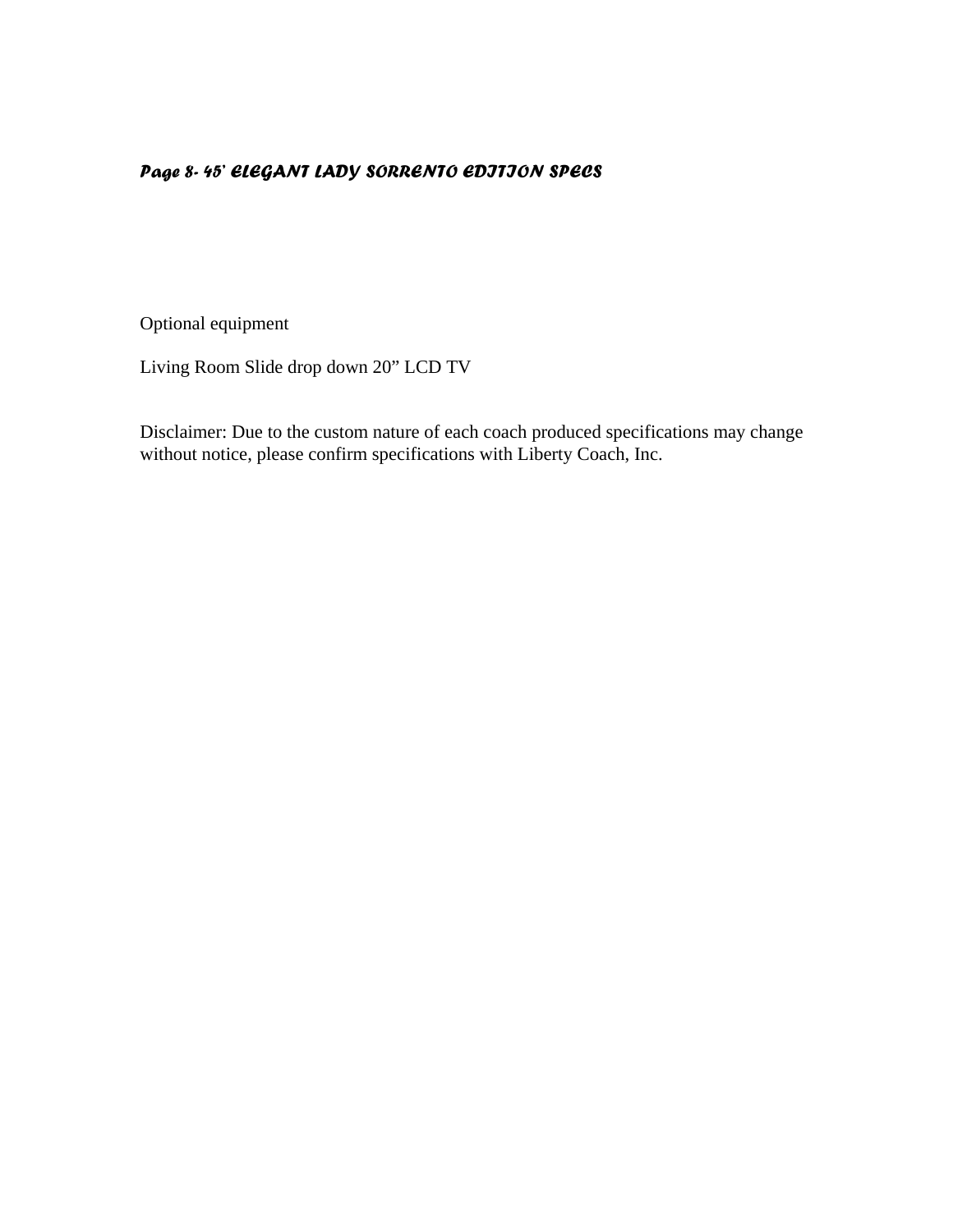***Page 8- 45' ELEGANT LADY SORRENTO EDITION SPECS***

Optional equipment

Living Room Slide drop down 20" LCD TV

Disclaimer: Due to the custom nature of each coach produced specifications may change without notice, please confirm specifications with Liberty Coach, Inc.